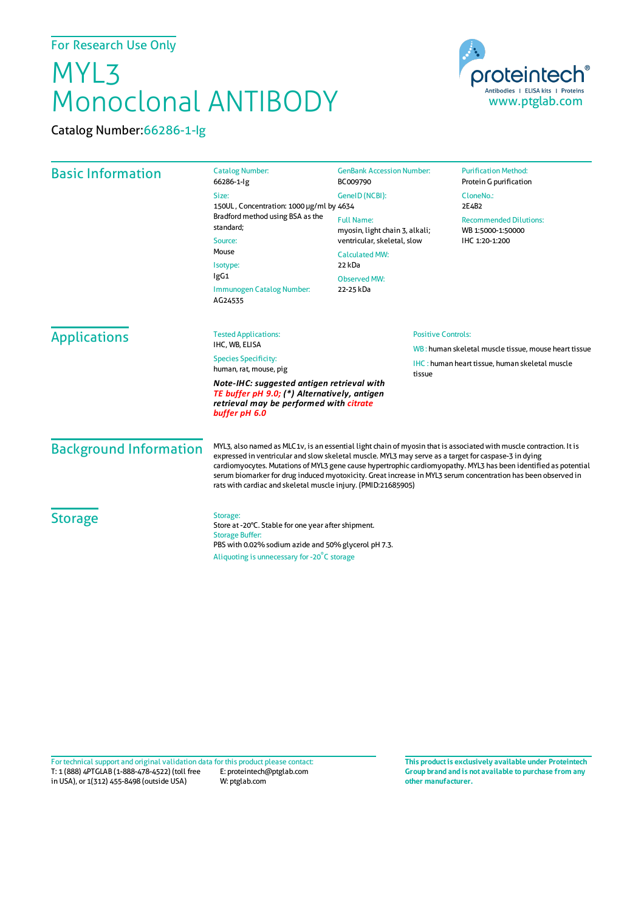For Research Use Only

# MYL3 Monoclonal ANTIBODY

Catalog Number: 66286-1-Ig

proteintech®
Antibodies | ELISA kits | Proteins
www.ptglab.com

## Basic Information

Catalog Number:
66286-1-Ig

Size:
150UL , Concentration: 1000 μg/ml by Bradford method using BSA as the standard;

Source:
Mouse

Isotype:
IgG1

Immunogen Catalog Number:
AG24535

GenBank Accession Number:
BC009790

GeneID (NCBI):
4634

Full Name:
myosin, light chain 3, alkali; ventricular, skeletal, slow

Calculated MW:
22 kDa

Observed MW:
22-25 kDa

Purification Method:
Protein G purification

CloneNo.:
2E4B2

Recommended Dilutions:
WB 1:5000-1:50000
IHC 1:20-1:200

## Applications

Tested Applications:
IHC, WB, ELISA

Species Specificity:
human, rat, mouse, pig

***Note-IHC: suggested antigen retrieval with TE buffer pH 9.0; (\*) Alternatively, antigen retrieval may be performed with citrate buffer pH 6.0***

Positive Controls:

WB : human skeletal muscle tissue, mouse heart tissue

IHC : human heart tissue, human skeletal muscle tissue

## Background Information

MYL3, also named as MLC1v, is an essential light chain of myosin that is associated with muscle contraction. It is expressed in ventricular and slow skeletal muscle. MYL3 may serve as a target for caspase-3 in dying cardiomyocytes. Mutations of MYL3 gene cause hypertrophic cardiomyopathy. MYL3 has been identified as potential serum biomarker for drug induced myotoxicity. Great increase in MYL3 serum concentration has been observed in rats with cardiac and skeletal muscle injury. (PMID:21685905)

## Storage

Storage:
Store at -20°C. Stable for one year after shipment.

Storage Buffer:
PBS with 0.02% sodium azide and 50% glycerol pH 7.3.

Aliquoting is unnecessary for -20°C storage

For technical support and original validation data for this product please contact:
T: 1 (888) 4PTGLAB (1-888-478-4522) (toll free in USA), or 1(312) 455-8498 (outside USA)
E: proteintech@ptglab.com
W: ptglab.com

**This product is exclusively available under Proteintech Group brand and is not available to purchase from any other manufacturer.**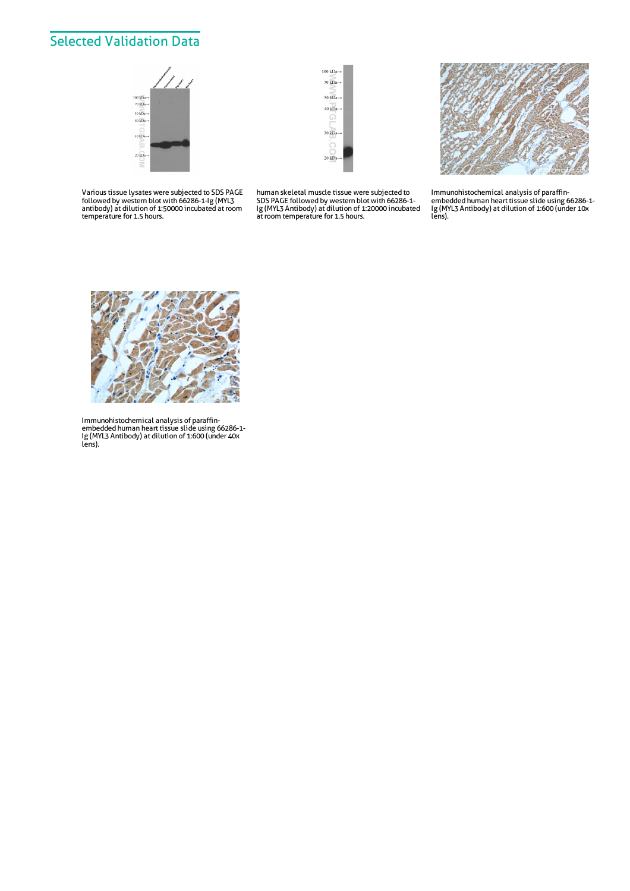## Selected Validation Data

Various tissue lysates were subjected to SDS PAGE followed by western blot with 66286-1-Ig (MYL3 antibody) at dilution of 1:50000 incubated at room temperature for 1.5 hours.

human skeletal muscle tissue were subjected to SDS PAGE followed by western blot with 66286-1-Ig (MYL3 Antibody) at dilution of 1:20000 incubated at room temperature for 1.5 hours.

Immunohistochemical analysis of paraffin-embedded human heart tissue slide using 66286-1-Ig (MYL3 Antibody) at dilution of 1:600 (under 10x lens).

Immunohistochemical analysis of paraffin-embedded human heart tissue slide using 66286-1-Ig (MYL3 Antibody) at dilution of 1:600 (under 40x lens).